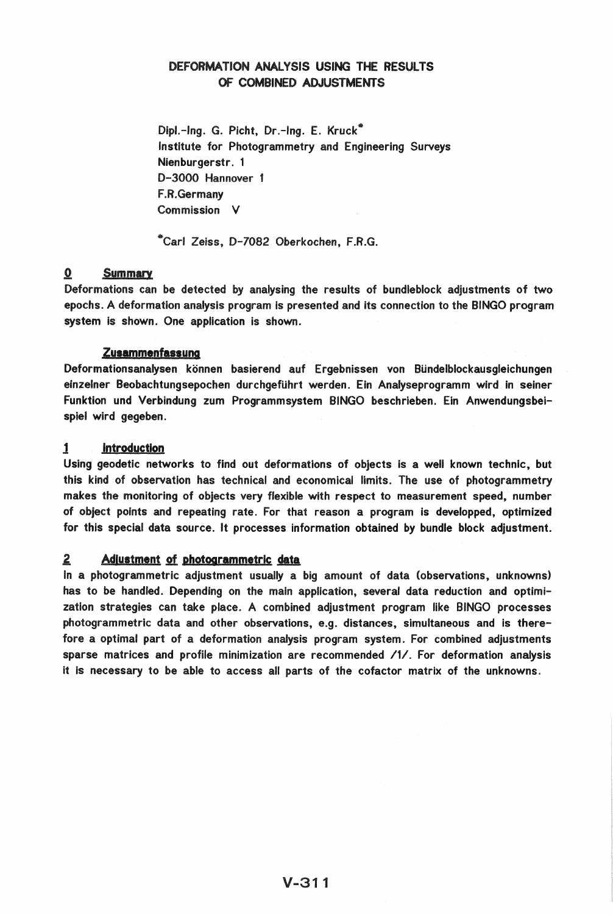# DEFORMATION ANALYSIS USING THE RESULTS OF COMBINED ADJUSTMENTS

Dipl.-Ing. G. Picht, Dr.-Ing. E. Kruck*
Institute for Photogrammetry and Engineering Surveys
Nienburgerstr. 1
D-3000 Hannover 1
F.R.Germany
Commission V

*Carl Zeiss, D-7082 Oberkochen, F.R.G.

## 0 Summary

Deformations can be detected by analysing the results of bundleblock adjustments of two epochs. A deformation analysis program is presented and its connection to the BINGO program system is shown. One application is shown.

### Zusammenfassung

Deformationsanalysen können basierend auf Ergebnissen von Bündelblockausgleichungen einzelner Beobachtungsepochen durchgeführt werden. Ein Analyseprogramm wird in seiner Funktion und Verbindung zum Programmsystem BINGO beschrieben. Ein Anwendungsbeispiel wird gegeben.

## 1 Introduction

Using geodetic networks to find out deformations of objects is a well known technic, but this kind of observation has technical and economical limits. The use of photogrammetry makes the monitoring of objects very flexible with respect to measurement speed, number of object points and repeating rate. For that reason a program is developped, optimized for this special data source. It processes information obtained by bundle block adjustment.

## 2 Adjustment of photogrammetric data

In a photogrammetric adjustment usually a big amount of data (observations, unknowns) has to be handled. Depending on the main application, several data reduction and optimization strategies can take place. A combined adjustment program like BINGO processes photogrammetric data and other observations, e.g. distances, simultaneous and is therefore a optimal part of a deformation analysis program system. For combined adjustments sparse matrices and profile minimization are recommended /1/. For deformation analysis it is necessary to be able to access all parts of the cofactor matrix of the unknowns.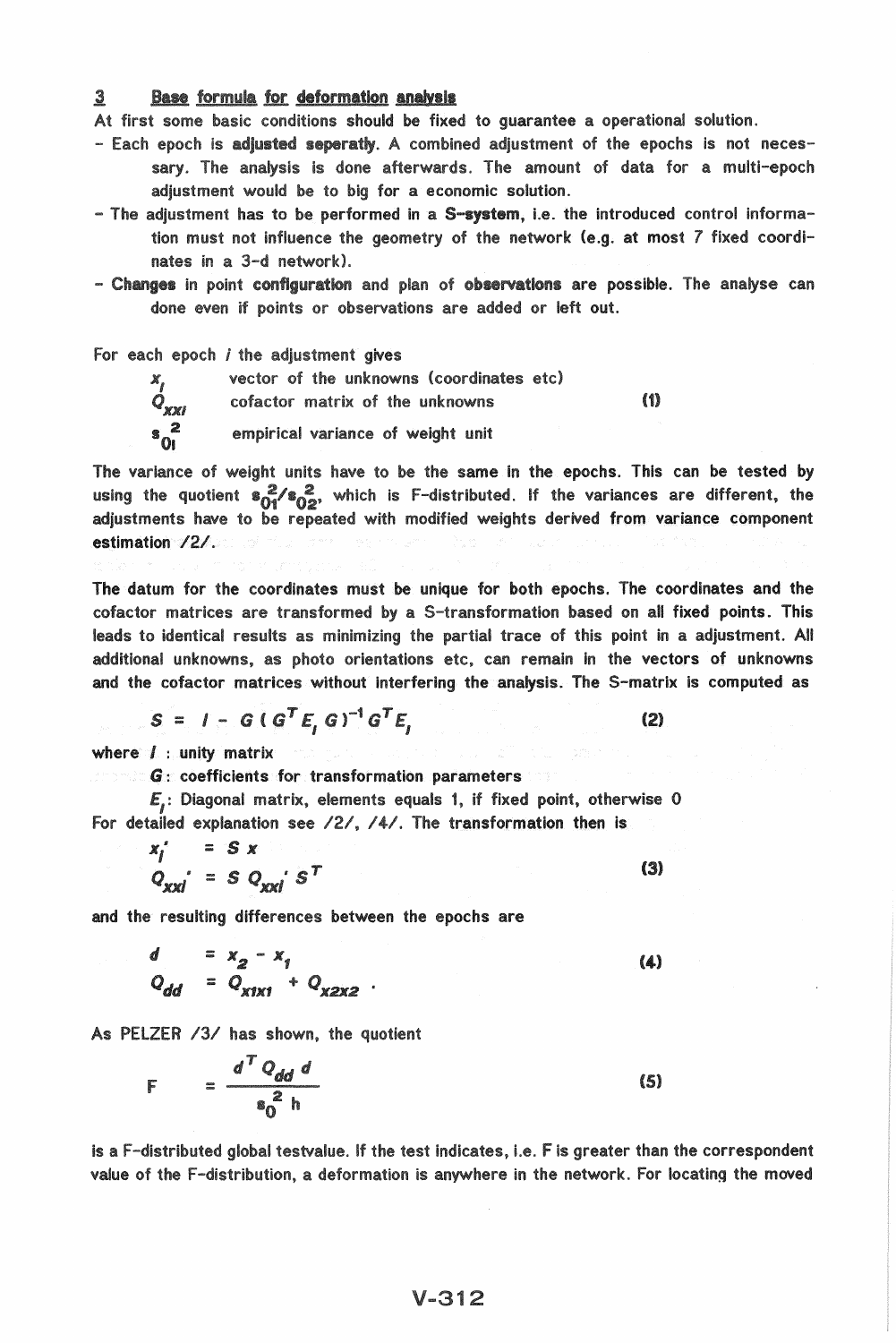## 3 Base formula for deformation analysis

At first some basic conditions should be fixed to guarantee a operational solution.

- Each epoch is **adjusted seperatly**. A combined adjustment of the epochs is not necessary. The analysis is done afterwards. The amount of data for a multi-epoch adjustment would be to big for a economic solution.
- The adjustment has to be performed in a **S-system**, i.e. the introduced control information must not influence the geometry of the network (e.g. at most 7 fixed coordinates in a 3-d network).
- **Changes** in point **configuration** and plan of **observations** are possible. The analyse can done even if points or observations are added or left out.

For each epoch $i$ the adjustment gives

$$
\begin{aligned}
&x_i && \text{vector of the unknowns (coordinates etc)} \\
&Q_{xxi} && \text{cofactor matrix of the unknowns} \\
&s_{0i}^2 && \text{empirical variance of weight unit}
\end{aligned}
\tag{1}
$$

The variance of weight units have to be the same in the epochs. This can be tested by using the quotient $s_{01}^2/s_{02}^2$, which is F-distributed. If the variances are different, the adjustments have to be repeated with modified weights derived from variance component estimation /2/.

The datum for the coordinates must be unique for both epochs. The coordinates and the cofactor matrices are transformed by a S-transformation based on all fixed points. This leads to identical results as minimizing the partial trace of this point in a adjustment. All additional unknowns, as photo orientations etc, can remain in the vectors of unknowns and the cofactor matrices without interfering the analysis. The S-matrix is computed as

$$
S = I - G\,(G^T E_i\, G)^{-1} G^T E_i \tag{2}
$$

where $I$ : unity matrix

$G$: coefficients for transformation parameters

$E_i$: Diagonal matrix, elements equals 1, if fixed point, otherwise 0

For detailed explanation see /2/, /4/. The transformation then is

$$
\begin{aligned}
x_i' &= S\,x \\
Q_{xxi}' &= S\,Q_{xxi}'\,S^T
\end{aligned}
\tag{3}
$$

and the resulting differences between the epochs are

$$
\begin{aligned}
d &= x_2 - x_1 \\
Q_{dd} &= Q_{x1x1} + Q_{x2x2}\ .
\end{aligned}
\tag{4}
$$

As PELZER /3/ has shown, the quotient

$$
F = \frac{d^T Q_{dd}\, d}{s_0^2\, h} \tag{5}
$$

is a F-distributed global testvalue. If the test indicates, i.e. F is greater than the correspondent value of the F-distribution, a deformation is anywhere in the network. For locating the moved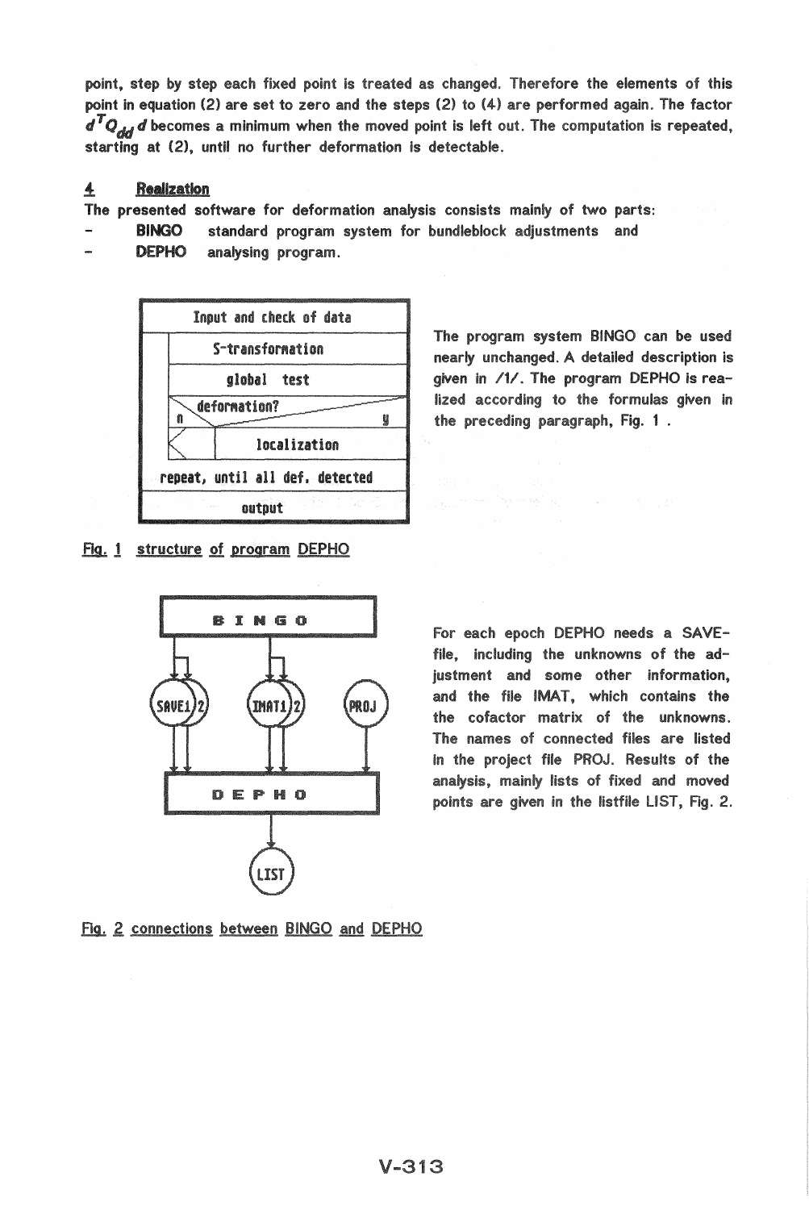point, step by step each fixed point is treated as changed. Therefore the elements of this point in equation (2) are set to zero and the steps (2) to (4) are performed again. The factor $d^T Q_{dd} d$ becomes a minimum when the moved point is left out. The computation is repeated, starting at (2), until no further deformation is detectable.

## 4 Realization

The presented software for deformation analysis consists mainly of two parts:

- **BINGO** standard program system for bundleblock adjustments and
- **DEPHO** analysing program.

The program system BINGO can be used nearly unchanged. A detailed description is given in /1/. The program DEPHO is realized according to the formulas given in the preceding paragraph, Fig. 1 .

Fig. 1 structure of program DEPHO

For each epoch DEPHO needs a SAVE-file, including the unknowns of the adjustment and some other information, and the file IMAT, which contains the the cofactor matrix of the unknowns. The names of connected files are listed in the project file PROJ. Results of the analysis, mainly lists of fixed and moved points are given in the listfile LIST, Fig. 2.

Fig. 2 connections between BINGO and DEPHO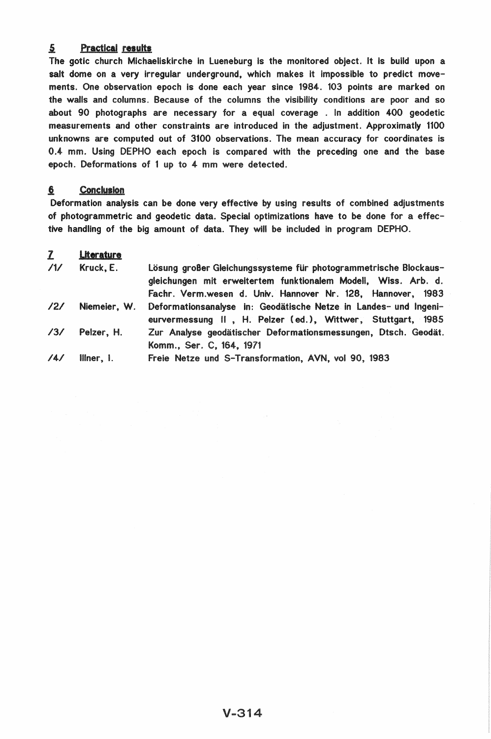## 5 Practical results

The gotic church Michaeliskirche in Lueneburg is the monitored object. It is build upon a salt dome on a very irregular underground, which makes it impossible to predict movements. One observation epoch is done each year since 1984. 103 points are marked on the walls and columns. Because of the columns the visibility conditions are poor and so about 90 photographs are necessary for a equal coverage . In addition 400 geodetic measurements and other constraints are introduced in the adjustment. Approximatly 1100 unknowns are computed out of 3100 observations. The mean accuracy for coordinates is 0.4 mm. Using DEPHO each epoch is compared with the preceding one and the base epoch. Deformations of 1 up to 4 mm were detected.

## 6 Conclusion

Deformation analysis can be done very effective by using results of combined adjustments of photogrammetric and geodetic data. Special optimizations have to be done for a effective handling of the big amount of data. They will be included in program DEPHO.

## 7 Literature

/1/ Kruck, E. — Lösung großer Gleichungssysteme für photogrammetrische Blockausgleichungen mit erweitertem funktionalem Modell, Wiss. Arb. d. Fachr. Verm.wesen d. Univ. Hannover Nr. 128, Hannover, 1983

/2/ Niemeier, W. — Deformationsanalyse in: Geodätische Netze in Landes- und Ingenieurvermessung II , H. Pelzer (ed.), Wittwer, Stuttgart, 1985

/3/ Pelzer, H. — Zur Analyse geodätischer Deformationsmessungen, Dtsch. Geodät. Komm., Ser. C, 164, 1971

/4/ Illner, I. — Freie Netze und S-Transformation, AVN, vol 90, 1983